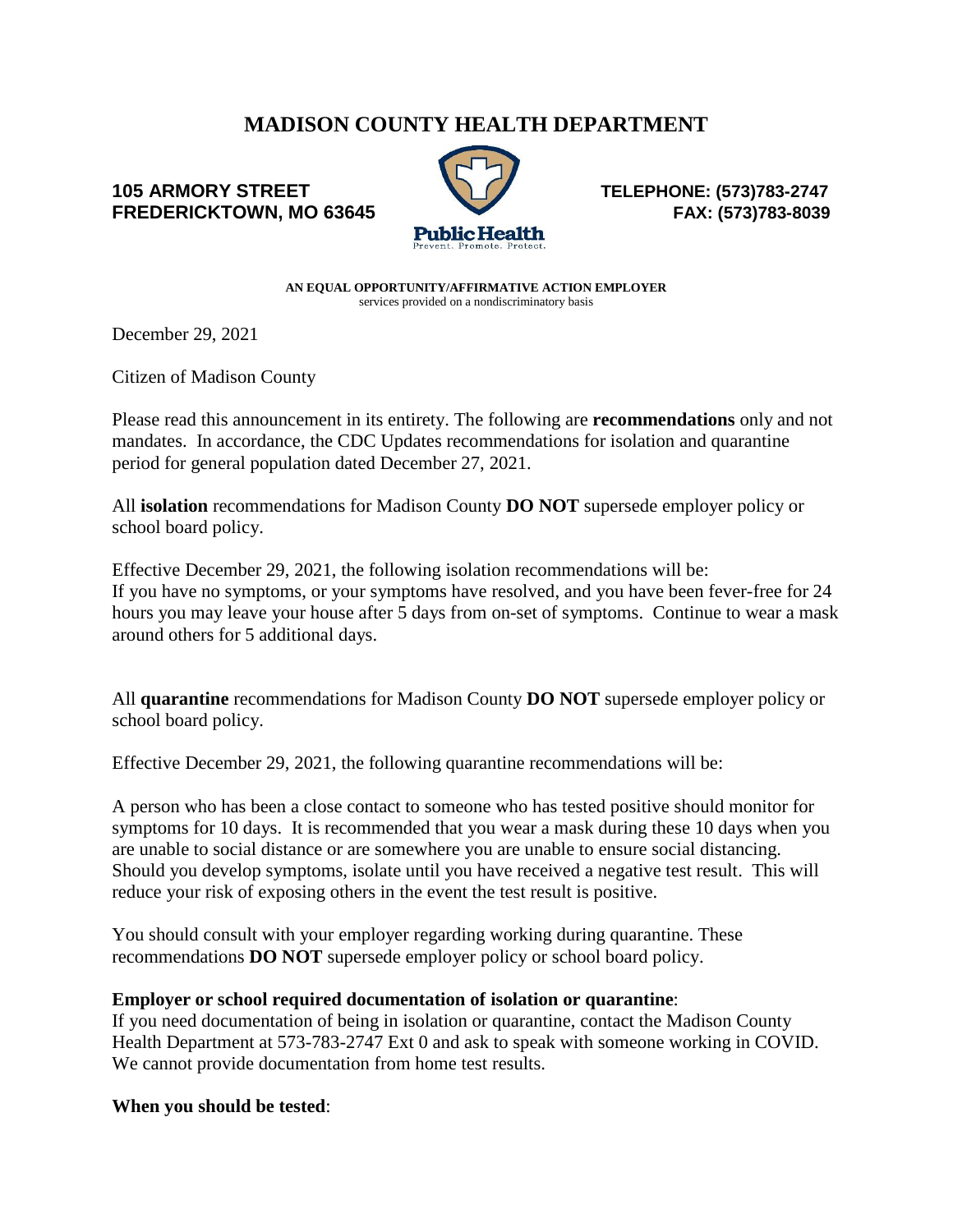# MADISON COUNTY HEALTH DEPARTMENT

**105 ARMORY STREET**
**FREDERICKTOWN, MO 63645**

**TELEPHONE: (573)783-2747**
**FAX: (573)783-8039**

Public Health
Prevent. Promote. Protect.

**AN EQUAL OPPORTUNITY/AFFIRMATIVE ACTION EMPLOYER**
services provided on a nondiscriminatory basis

December 29, 2021

Citizen of Madison County

Please read this announcement in its entirety. The following are **recommendations** only and not mandates. In accordance, the CDC Updates recommendations for isolation and quarantine period for general population dated December 27, 2021.

All **isolation** recommendations for Madison County **DO NOT** supersede employer policy or school board policy.

Effective December 29, 2021, the following isolation recommendations will be:
If you have no symptoms, or your symptoms have resolved, and you have been fever-free for 24 hours you may leave your house after 5 days from on-set of symptoms. Continue to wear a mask around others for 5 additional days.

All **quarantine** recommendations for Madison County **DO NOT** supersede employer policy or school board policy.

Effective December 29, 2021, the following quarantine recommendations will be:

A person who has been a close contact to someone who has tested positive should monitor for symptoms for 10 days. It is recommended that you wear a mask during these 10 days when you are unable to social distance or are somewhere you are unable to ensure social distancing. Should you develop symptoms, isolate until you have received a negative test result. This will reduce your risk of exposing others in the event the test result is positive.

You should consult with your employer regarding working during quarantine. These recommendations **DO NOT** supersede employer policy or school board policy.

**Employer or school required documentation of isolation or quarantine**:
If you need documentation of being in isolation or quarantine, contact the Madison County Health Department at 573-783-2747 Ext 0 and ask to speak with someone working in COVID. We cannot provide documentation from home test results.

**When you should be tested**: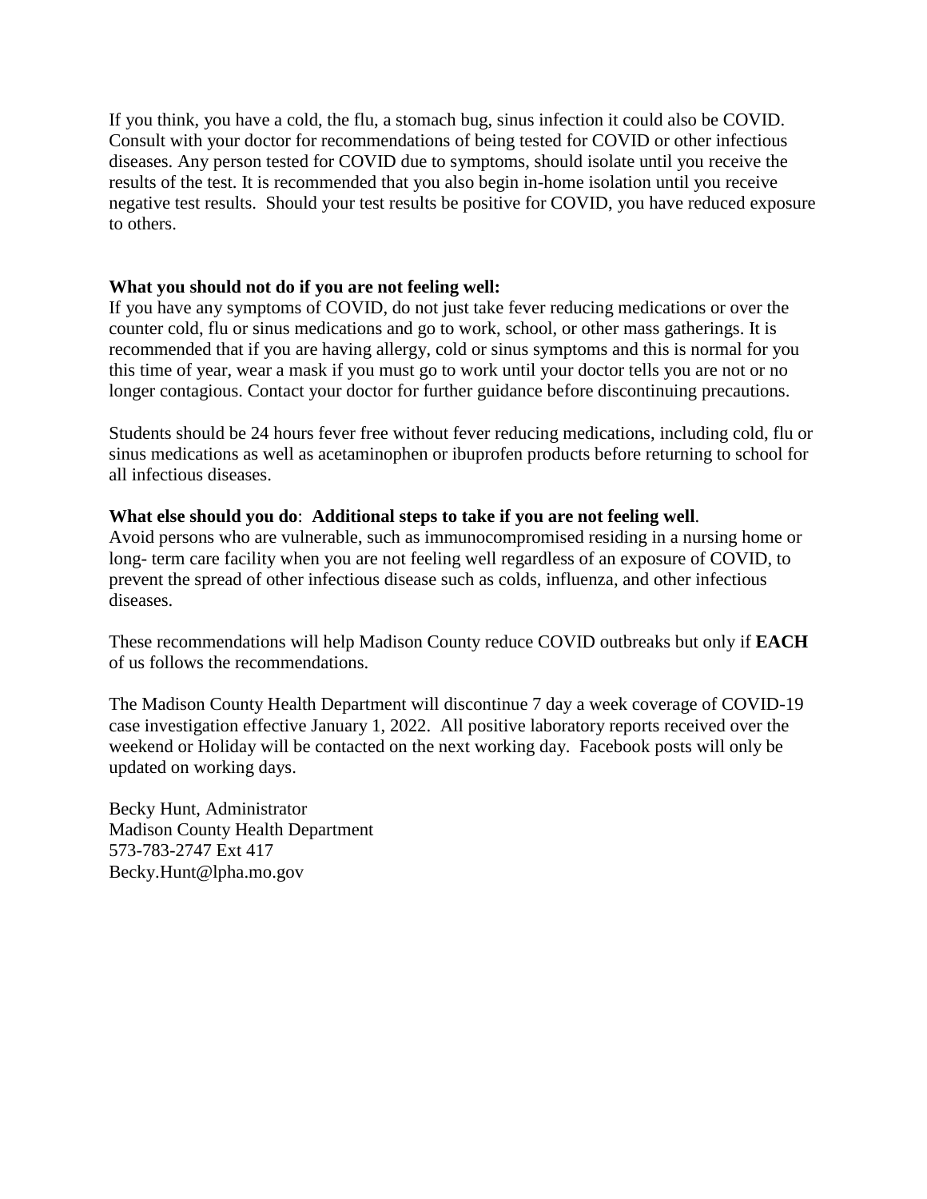If you think, you have a cold, the flu, a stomach bug, sinus infection it could also be COVID. Consult with your doctor for recommendations of being tested for COVID or other infectious diseases. Any person tested for COVID due to symptoms, should isolate until you receive the results of the test. It is recommended that you also begin in-home isolation until you receive negative test results. Should your test results be positive for COVID, you have reduced exposure to others.

**What you should not do if you are not feeling well:**
If you have any symptoms of COVID, do not just take fever reducing medications or over the counter cold, flu or sinus medications and go to work, school, or other mass gatherings. It is recommended that if you are having allergy, cold or sinus symptoms and this is normal for you this time of year, wear a mask if you must go to work until your doctor tells you are not or no longer contagious. Contact your doctor for further guidance before discontinuing precautions.

Students should be 24 hours fever free without fever reducing medications, including cold, flu or sinus medications as well as acetaminophen or ibuprofen products before returning to school for all infectious diseases.

**What else should you do**: **Additional steps to take if you are not feeling well**.
Avoid persons who are vulnerable, such as immunocompromised residing in a nursing home or long- term care facility when you are not feeling well regardless of an exposure of COVID, to prevent the spread of other infectious disease such as colds, influenza, and other infectious diseases.

These recommendations will help Madison County reduce COVID outbreaks but only if **EACH** of us follows the recommendations.

The Madison County Health Department will discontinue 7 day a week coverage of COVID-19 case investigation effective January 1, 2022. All positive laboratory reports received over the weekend or Holiday will be contacted on the next working day. Facebook posts will only be updated on working days.

Becky Hunt, Administrator
Madison County Health Department
573-783-2747 Ext 417
Becky.Hunt@lpha.mo.gov